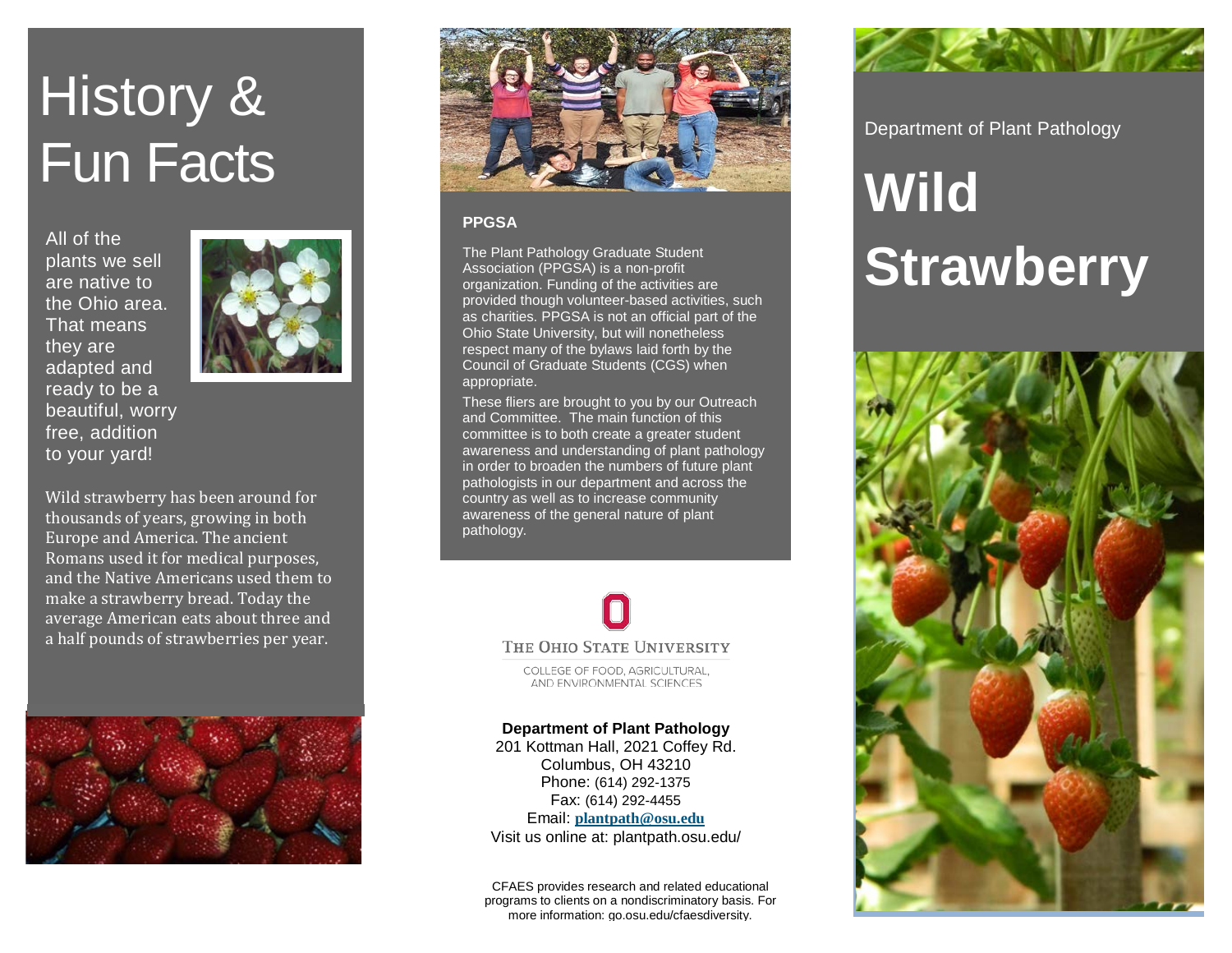# History & Fun Facts

All of the plants we sell are native to the Ohio area. That means they are adapted and ready to be a beautiful, worry free, addition to your yard!

Wild strawberry has been around for thousands of years, growing in both Europe and America. The ancient Romans used it for medical purposes, and the Native Americans used them to make a strawberry bread. Today the average American eats about three and a half pounds of strawberries per year.

## PPGSA

The Plant Pathology Graduate Student Association (PPGSA) is a non-profit organization. Funding of the activities are provided though volunteer-based activities, such as charities. PPGSA is not an official part of the Ohio State University, but will nonetheless respect many of the bylaws laid forth by the Council of Graduate Students (CGS) when appropriate.

These fliers are brought to you by our Outreach and Committee. The main function of this committee is to both create a greater student awareness and understanding of plant pathology in order to broaden the numbers of future plant pathologists in our department and across the country as well as to increase community awareness of the general nature of plant pathology.

THE OHIO STATE UNIVERSITY

COLLEGE OF FOOD, AGRICULTURAL, AND ENVIRONMENTAL SCIENCES

**Department of Plant Pathology**
201 Kottman Hall, 2021 Coffey Rd.
Columbus, OH 43210
Phone: (614) 292-1375
Fax: (614) 292-4455
Email: **plantpath@osu.edu**
Visit us online at: plantpath.osu.edu/

CFAES provides research and related educational programs to clients on a nondiscriminatory basis. For more information: go.osu.edu/cfaesdiversity.

Department of Plant Pathology

# Wild Strawberry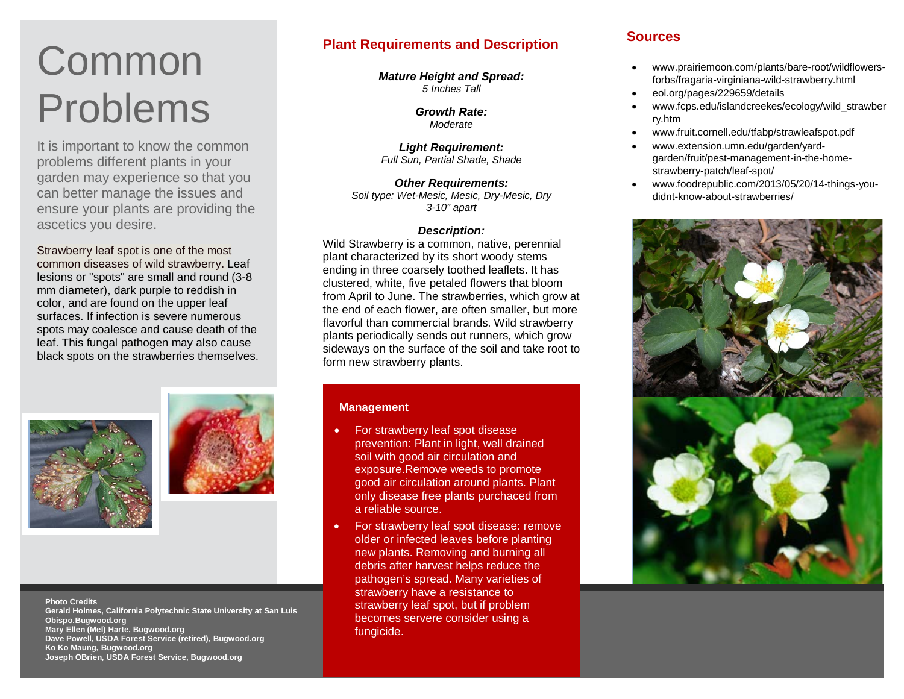# Common Problems

It is important to know the common problems different plants in your garden may experience so that you can better manage the issues and ensure your plants are providing the ascetics you desire.

Strawberry leaf spot is one of the most common diseases of wild strawberry. Leaf lesions or "spots" are small and round (3-8 mm diameter), dark purple to reddish in color, and are found on the upper leaf surfaces. If infection is severe numerous spots may coalesce and cause death of the leaf. This fungal pathogen may also cause black spots on the strawberries themselves.

**Photo Credits**
**Gerald Holmes, California Polytechnic State University at San Luis Obispo.Bugwood.org**
**Mary Ellen (Mel) Harte, Bugwood.org**
**Dave Powell, USDA Forest Service (retired), Bugwood.org**
**Ko Ko Maung, Bugwood.org**
**Joseph OBrien, USDA Forest Service, Bugwood.org**

## Plant Requirements and Description

***Mature Height and Spread:***
*5 Inches Tall*

***Growth Rate:***
*Moderate*

***Light Requirement:***
*Full Sun, Partial Shade, Shade*

***Other Requirements:***
*Soil type: Wet-Mesic, Mesic, Dry-Mesic, Dry*
*3-10" apart*

***Description:***
Wild Strawberry is a common, native, perennial plant characterized by its short woody stems ending in three coarsely toothed leaflets. It has clustered, white, five petaled flowers that bloom from April to June. The strawberries, which grow at the end of each flower, are often smaller, but more flavorful than commercial brands. Wild strawberry plants periodically sends out runners, which grow sideways on the surface of the soil and take root to form new strawberry plants.

### Management

- For strawberry leaf spot disease prevention: Plant in light, well drained soil with good air circulation and exposure.Remove weeds to promote good air circulation around plants. Plant only disease free plants purchased from a reliable source.
- For strawberry leaf spot disease: remove older or infected leaves before planting new plants. Removing and burning all debris after harvest helps reduce the pathogen's spread. Many varieties of strawberry have a resistance to strawberry leaf spot, but if problem becomes servere consider using a fungicide.

## Sources

- www.prairiemoon.com/plants/bare-root/wildflowers-forbs/fragaria-virginiana-wild-strawberry.html
- eol.org/pages/229659/details
- www.fcps.edu/islandcreekes/ecology/wild_strawberry.htm
- www.fruit.cornell.edu/tfabp/strawleafspot.pdf
- www.extension.umn.edu/garden/yard-garden/fruit/pest-management-in-the-home-strawberry-patch/leaf-spot/
- www.foodrepublic.com/2013/05/20/14-things-you-didnt-know-about-strawberries/